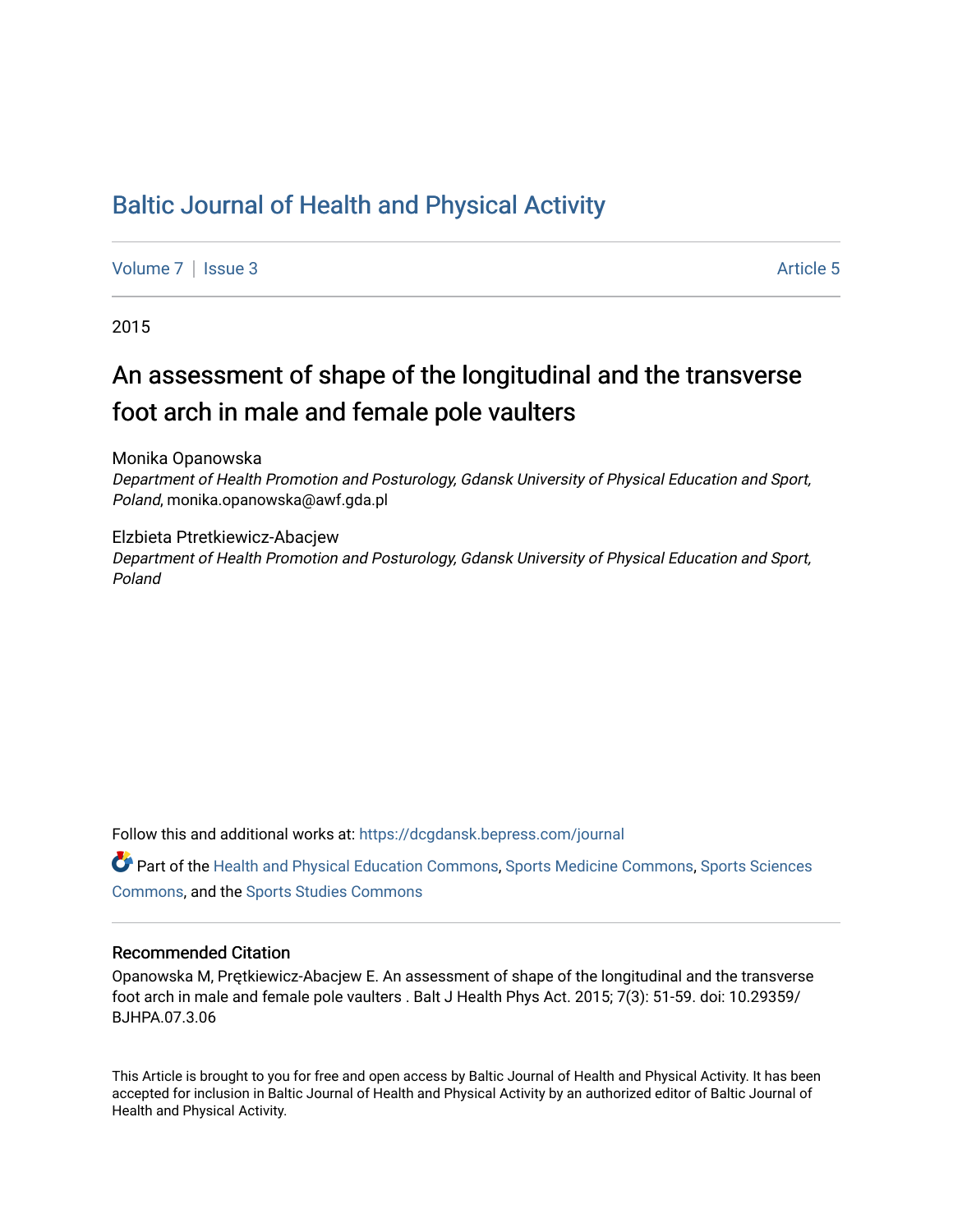# Baltic Journal of Health and Physical Activity

Volume 7 | Issue 3 Article 5

2015

## An assessment of shape of the longitudinal and the transverse foot arch in male and female pole vaulters

Monika Opanowska
*Department of Health Promotion and Posturology, Gdansk University of Physical Education and Sport, Poland*, monika.opanowska@awf.gda.pl

Elzbieta Ptretkiewicz-Abacjew
*Department of Health Promotion and Posturology, Gdansk University of Physical Education and Sport, Poland*

Follow this and additional works at: https://dcgdansk.bepress.com/journal

Part of the Health and Physical Education Commons, Sports Medicine Commons, Sports Sciences Commons, and the Sports Studies Commons

### Recommended Citation

Opanowska M, Prętkiewicz-Abacjew E. An assessment of shape of the longitudinal and the transverse foot arch in male and female pole vaulters . Balt J Health Phys Act. 2015; 7(3): 51-59. doi: 10.29359/BJHPA.07.3.06

This Article is brought to you for free and open access by Baltic Journal of Health and Physical Activity. It has been accepted for inclusion in Baltic Journal of Health and Physical Activity by an authorized editor of Baltic Journal of Health and Physical Activity.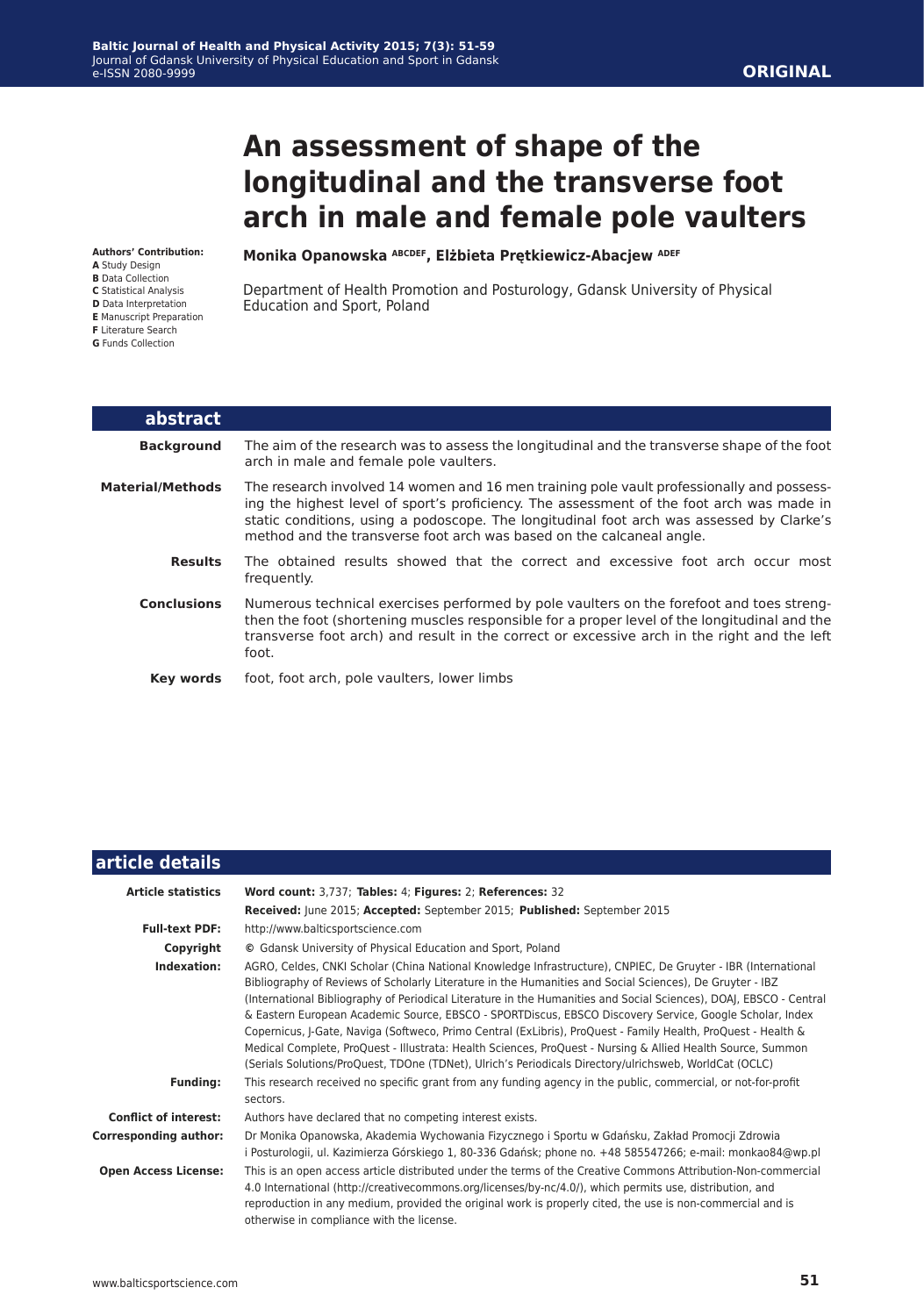ORIGINAL

# An assessment of shape of the longitudinal and the transverse foot arch in male and female pole vaulters

**Authors' Contribution:**
**A** Study Design
**B** Data Collection
**C** Statistical Analysis
**D** Data Interpretation
**E** Manuscript Preparation
**F** Literature Search
**G** Funds Collection

**Monika Opanowska [ABCDEF], Elżbieta Prętkiewicz-Abacjew [ADEF]**

Department of Health Promotion and Posturology, Gdansk University of Physical Education and Sport, Poland

## abstract

**Background** The aim of the research was to assess the longitudinal and the transverse shape of the foot arch in male and female pole vaulters.

**Material/Methods** The research involved 14 women and 16 men training pole vault professionally and possessing the highest level of sport's proficiency. The assessment of the foot arch was made in static conditions, using a podoscope. The longitudinal foot arch was assessed by Clarke's method and the transverse foot arch was based on the calcaneal angle.

**Results** The obtained results showed that the correct and excessive foot arch occur most frequently.

**Conclusions** Numerous technical exercises performed by pole vaulters on the forefoot and toes strengthen the foot (shortening muscles responsible for a proper level of the longitudinal and the transverse foot arch) and result in the correct or excessive arch in the right and the left foot.

**Key words** foot, foot arch, pole vaulters, lower limbs

## article details

**Article statistics** **Word count:** 3,737; **Tables:** 4; **Figures:** 2; **References:** 32

**Received:** June 2015; **Accepted:** September 2015; **Published:** September 2015

**Full-text PDF:** http://www.balticsportscience.com

**Copyright** © Gdansk University of Physical Education and Sport, Poland

**Indexation:** AGRO, Celdes, CNKI Scholar (China National Knowledge Infrastructure), CNPIEC, De Gruyter - IBR (International Bibliography of Reviews of Scholarly Literature in the Humanities and Social Sciences), De Gruyter - IBZ (International Bibliography of Periodical Literature in the Humanities and Social Sciences), DOAJ, EBSCO - Central & Eastern European Academic Source, EBSCO - SPORTDiscus, EBSCO Discovery Service, Google Scholar, Index Copernicus, J-Gate, Naviga (Softweco, Primo Central (ExLibris), ProQuest - Family Health, ProQuest - Health & Medical Complete, ProQuest - Illustrata: Health Sciences, ProQuest - Nursing & Allied Health Source, Summon (Serials Solutions/ProQuest, TDOne (TDNet), Ulrich's Periodicals Directory/ulrichsweb, WorldCat (OCLC)

**Funding:** This research received no specific grant from any funding agency in the public, commercial, or not-for-profit sectors.

**Conflict of interest:** Authors have declared that no competing interest exists.

**Corresponding author:** Dr Monika Opanowska, Akademia Wychowania Fizycznego i Sportu w Gdańsku, Zakład Promocji Zdrowia i Posturologii, ul. Kazimierza Górskiego 1, 80-336 Gdańsk; phone no. +48 585547266; e-mail: monkao84@wp.pl

**Open Access License:** This is an open access article distributed under the terms of the Creative Commons Attribution-Non-commercial 4.0 International (http://creativecommons.org/licenses/by-nc/4.0/), which permits use, distribution, and reproduction in any medium, provided the original work is properly cited, the use is non-commercial and is otherwise in compliance with the license.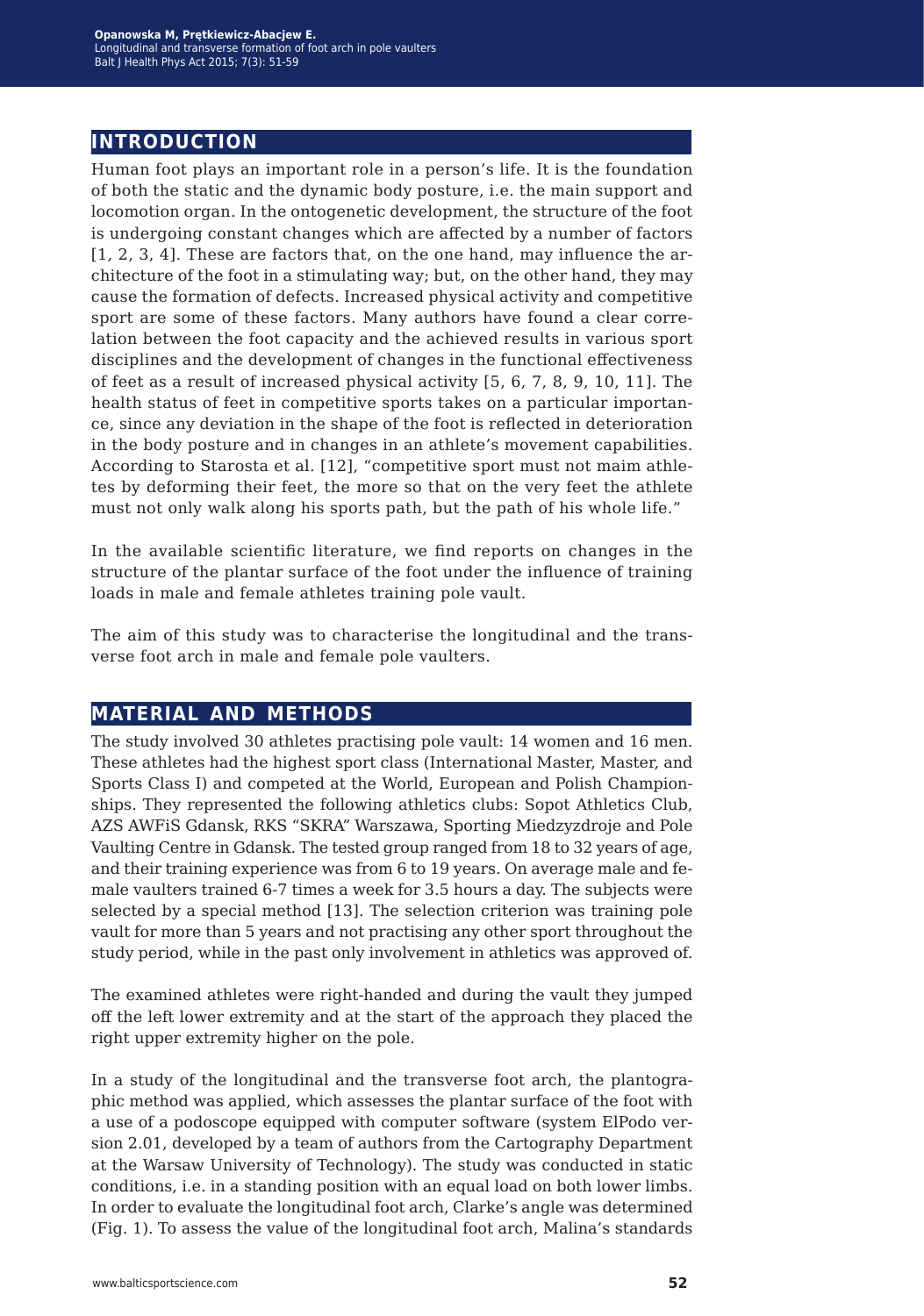## INTRODUCTION

Human foot plays an important role in a person's life. It is the foundation of both the static and the dynamic body posture, i.e. the main support and locomotion organ. In the ontogenetic development, the structure of the foot is undergoing constant changes which are affected by a number of factors [1, 2, 3, 4]. These are factors that, on the one hand, may influence the architecture of the foot in a stimulating way; but, on the other hand, they may cause the formation of defects. Increased physical activity and competitive sport are some of these factors. Many authors have found a clear correlation between the foot capacity and the achieved results in various sport disciplines and the development of changes in the functional effectiveness of feet as a result of increased physical activity [5, 6, 7, 8, 9, 10, 11]. The health status of feet in competitive sports takes on a particular importance, since any deviation in the shape of the foot is reflected in deterioration in the body posture and in changes in an athlete's movement capabilities. According to Starosta et al. [12], "competitive sport must not maim athletes by deforming their feet, the more so that on the very feet the athlete must not only walk along his sports path, but the path of his whole life."

In the available scientific literature, we find reports on changes in the structure of the plantar surface of the foot under the influence of training loads in male and female athletes training pole vault.

The aim of this study was to characterise the longitudinal and the transverse foot arch in male and female pole vaulters.

## MATERIAL AND METHODS

The study involved 30 athletes practising pole vault: 14 women and 16 men. These athletes had the highest sport class (International Master, Master, and Sports Class I) and competed at the World, European and Polish Championships. They represented the following athletics clubs: Sopot Athletics Club, AZS AWFiS Gdansk, RKS "SKRA" Warszawa, Sporting Miedzyzdroje and Pole Vaulting Centre in Gdansk. The tested group ranged from 18 to 32 years of age, and their training experience was from 6 to 19 years. On average male and female vaulters trained 6-7 times a week for 3.5 hours a day. The subjects were selected by a special method [13]. The selection criterion was training pole vault for more than 5 years and not practising any other sport throughout the study period, while in the past only involvement in athletics was approved of.

The examined athletes were right-handed and during the vault they jumped off the left lower extremity and at the start of the approach they placed the right upper extremity higher on the pole.

In a study of the longitudinal and the transverse foot arch, the plantographic method was applied, which assesses the plantar surface of the foot with a use of a podoscope equipped with computer software (system ElPodo version 2.01, developed by a team of authors from the Cartography Department at the Warsaw University of Technology). The study was conducted in static conditions, i.e. in a standing position with an equal load on both lower limbs. In order to evaluate the longitudinal foot arch, Clarke's angle was determined (Fig. 1). To assess the value of the longitudinal foot arch, Malina's standards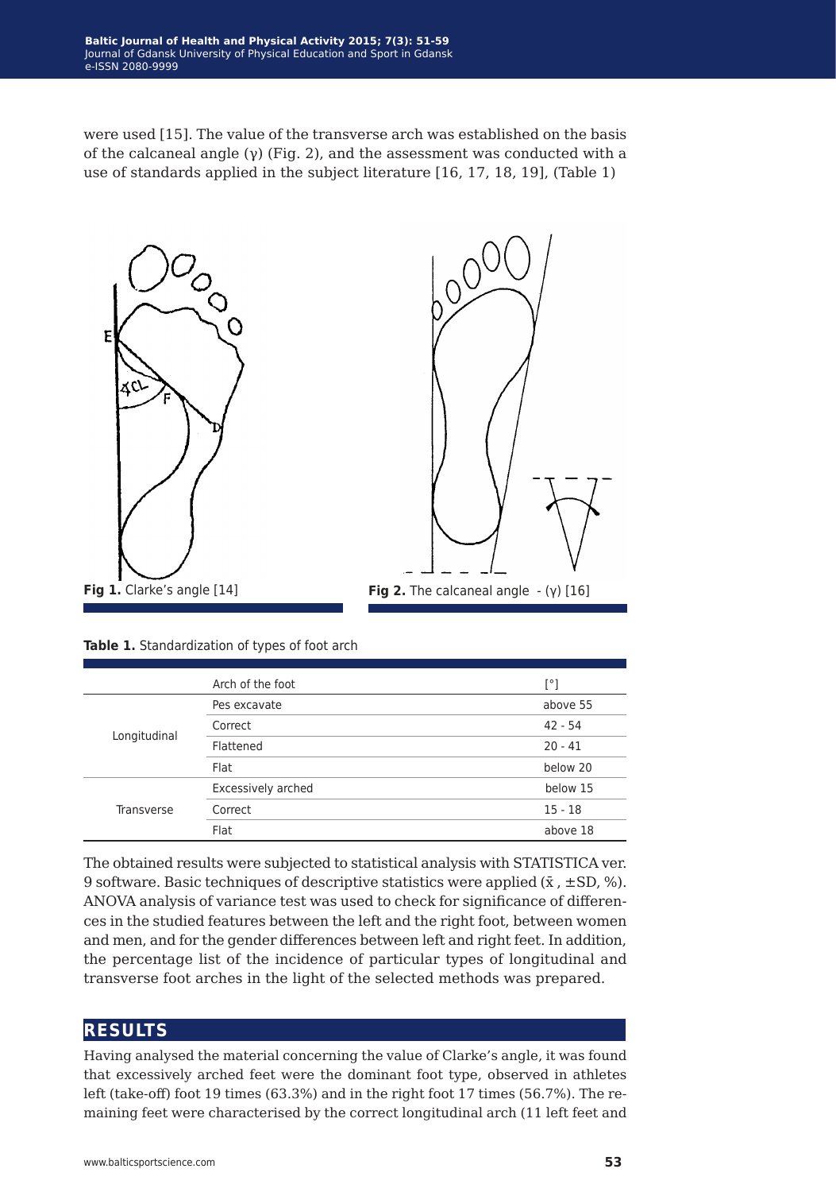were used [15]. The value of the transverse arch was established on the basis of the calcaneal angle (γ) (Fig. 2), and the assessment was conducted with a use of standards applied in the subject literature [16, 17, 18, 19], (Table 1)

**Fig 1.** Clarke's angle [14]

**Fig 2.** The calcaneal angle - (γ) [16]

**Table 1.** Standardization of types of foot arch

| | Arch of the foot | [°] |
|---|---|---|
| Longitudinal | Pes excavate | above 55 |
| | Correct | 42 - 54 |
| | Flattened | 20 - 41 |
| | Flat | below 20 |
| Transverse | Excessively arched | below 15 |
| | Correct | 15 - 18 |
| | Flat | above 18 |

The obtained results were subjected to statistical analysis with STATISTICA ver. 9 software. Basic techniques of descriptive statistics were applied ($\bar{x}$, ±SD, %). ANOVA analysis of variance test was used to check for significance of differences in the studied features between the left and the right foot, between women and men, and for the gender differences between left and right feet. In addition, the percentage list of the incidence of particular types of longitudinal and transverse foot arches in the light of the selected methods was prepared.

## RESULTS

Having analysed the material concerning the value of Clarke's angle, it was found that excessively arched feet were the dominant foot type, observed in athletes left (take-off) foot 19 times (63.3%) and in the right foot 17 times (56.7%). The remaining feet were characterised by the correct longitudinal arch (11 left feet and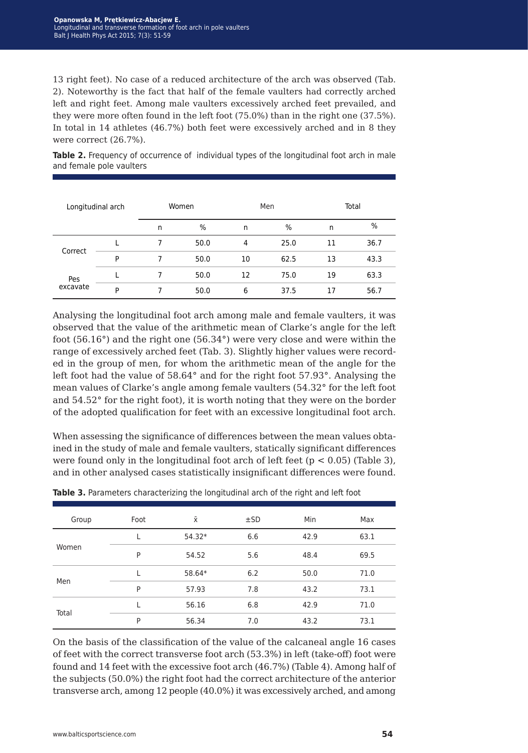13 right feet). No case of a reduced architecture of the arch was observed (Tab. 2). Noteworthy is the fact that half of the female vaulters had correctly arched left and right feet. Among male vaulters excessively arched feet prevailed, and they were more often found in the left foot (75.0%) than in the right one (37.5%). In total in 14 athletes (46.7%) both feet were excessively arched and in 8 they were correct (26.7%).

**Table 2.** Frequency of occurrence of individual types of the longitudinal foot arch in male and female pole vaulters

| Longitudinal arch | | Women | | Men | | Total | |
|---|---|---|---|---|---|---|---|
| | | n | % | n | % | n | % |
| Correct | L | 7 | 50.0 | 4 | 25.0 | 11 | 36.7 |
| | P | 7 | 50.0 | 10 | 62.5 | 13 | 43.3 |
| Pes excavate | L | 7 | 50.0 | 12 | 75.0 | 19 | 63.3 |
| | P | 7 | 50.0 | 6 | 37.5 | 17 | 56.7 |

Analysing the longitudinal foot arch among male and female vaulters, it was observed that the value of the arithmetic mean of Clarke's angle for the left foot (56.16°) and the right one (56.34°) were very close and were within the range of excessively arched feet (Tab. 3). Slightly higher values were recorded in the group of men, for whom the arithmetic mean of the angle for the left foot had the value of 58.64° and for the right foot 57.93°. Analysing the mean values of Clarke's angle among female vaulters (54.32° for the left foot and 54.52° for the right foot), it is worth noting that they were on the border of the adopted qualification for feet with an excessive longitudinal foot arch.

When assessing the significance of differences between the mean values obtained in the study of male and female vaulters, statically significant differences were found only in the longitudinal foot arch of left feet ($p < 0.05$) (Table 3), and in other analysed cases statistically insignificant differences were found.

**Table 3.** Parameters characterizing the longitudinal arch of the right and left foot

| Group | Foot | $\bar{x}$ | ±SD | Min | Max |
|---|---|---|---|---|---|
| Women | L | 54.32* | 6.6 | 42.9 | 63.1 |
| | P | 54.52 | 5.6 | 48.4 | 69.5 |
| Men | L | 58.64* | 6.2 | 50.0 | 71.0 |
| | P | 57.93 | 7.8 | 43.2 | 73.1 |
| Total | L | 56.16 | 6.8 | 42.9 | 71.0 |
| | P | 56.34 | 7.0 | 43.2 | 73.1 |

On the basis of the classification of the value of the calcaneal angle 16 cases of feet with the correct transverse foot arch (53.3%) in left (take-off) foot were found and 14 feet with the excessive foot arch (46.7%) (Table 4). Among half of the subjects (50.0%) the right foot had the correct architecture of the anterior transverse arch, among 12 people (40.0%) it was excessively arched, and among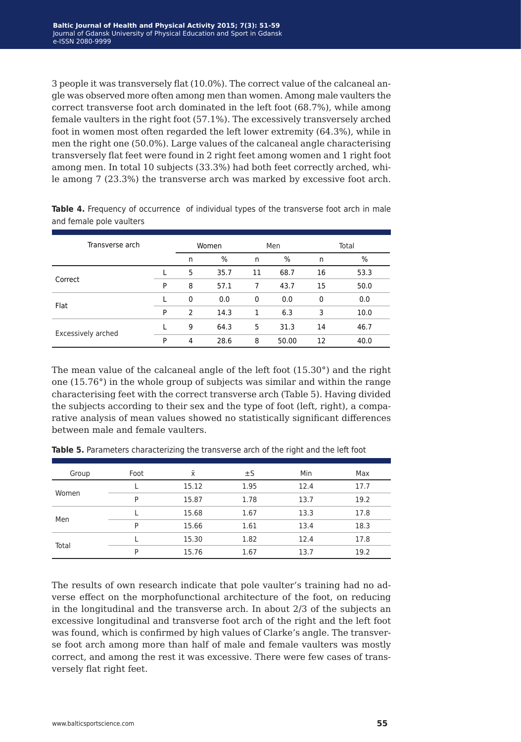3 people it was transversely flat (10.0%). The correct value of the calcaneal angle was observed more often among men than women. Among male vaulters the correct transverse foot arch dominated in the left foot (68.7%), while among female vaulters in the right foot (57.1%). The excessively transversely arched foot in women most often regarded the left lower extremity (64.3%), while in men the right one (50.0%). Large values of the calcaneal angle characterising transversely flat feet were found in 2 right feet among women and 1 right foot among men. In total 10 subjects (33.3%) had both feet correctly arched, while among 7 (23.3%) the transverse arch was marked by excessive foot arch.

**Table 4.** Frequency of occurrence of individual types of the transverse foot arch in male and female pole vaulters

| Transverse arch | | Women | | Men | | Total | |
|---|---|---|---|---|---|---|---|
| | | n | % | n | % | n | % |
| Correct | L | 5 | 35.7 | 11 | 68.7 | 16 | 53.3 |
| | P | 8 | 57.1 | 7 | 43.7 | 15 | 50.0 |
| Flat | L | 0 | 0.0 | 0 | 0.0 | 0 | 0.0 |
| | P | 2 | 14.3 | 1 | 6.3 | 3 | 10.0 |
| Excessively arched | L | 9 | 64.3 | 5 | 31.3 | 14 | 46.7 |
| | P | 4 | 28.6 | 8 | 50.00 | 12 | 40.0 |

The mean value of the calcaneal angle of the left foot (15.30°) and the right one (15.76°) in the whole group of subjects was similar and within the range characterising feet with the correct transverse arch (Table 5). Having divided the subjects according to their sex and the type of foot (left, right), a comparative analysis of mean values showed no statistically significant differences between male and female vaulters.

**Table 5.** Parameters characterizing the transverse arch of the right and the left foot

| Group | Foot | $\bar{x}$ | ±S | Min | Max |
|---|---|---|---|---|---|
| Women | L | 15.12 | 1.95 | 12.4 | 17.7 |
| | P | 15.87 | 1.78 | 13.7 | 19.2 |
| Men | L | 15.68 | 1.67 | 13.3 | 17.8 |
| | P | 15.66 | 1.61 | 13.4 | 18.3 |
| Total | L | 15.30 | 1.82 | 12.4 | 17.8 |
| | P | 15.76 | 1.67 | 13.7 | 19.2 |

The results of own research indicate that pole vaulter's training had no adverse effect on the morphofunctional architecture of the foot, on reducing in the longitudinal and the transverse arch. In about 2/3 of the subjects an excessive longitudinal and transverse foot arch of the right and the left foot was found, which is confirmed by high values of Clarke's angle. The transverse foot arch among more than half of male and female vaulters was mostly correct, and among the rest it was excessive. There were few cases of transversely flat right feet.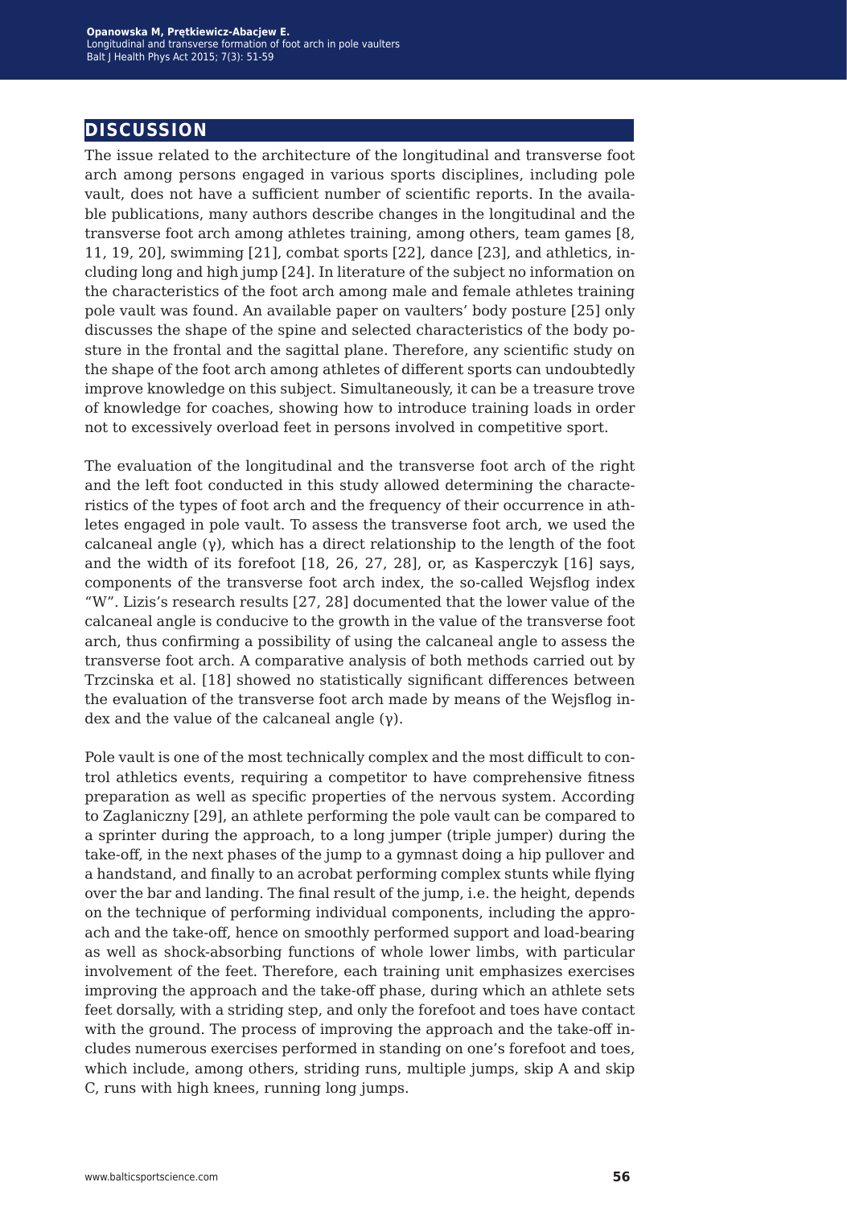## DISCUSSION

The issue related to the architecture of the longitudinal and transverse foot arch among persons engaged in various sports disciplines, including pole vault, does not have a sufficient number of scientific reports. In the available publications, many authors describe changes in the longitudinal and the transverse foot arch among athletes training, among others, team games [8, 11, 19, 20], swimming [21], combat sports [22], dance [23], and athletics, including long and high jump [24]. In literature of the subject no information on the characteristics of the foot arch among male and female athletes training pole vault was found. An available paper on vaulters' body posture [25] only discusses the shape of the spine and selected characteristics of the body posture in the frontal and the sagittal plane. Therefore, any scientific study on the shape of the foot arch among athletes of different sports can undoubtedly improve knowledge on this subject. Simultaneously, it can be a treasure trove of knowledge for coaches, showing how to introduce training loads in order not to excessively overload feet in persons involved in competitive sport.

The evaluation of the longitudinal and the transverse foot arch of the right and the left foot conducted in this study allowed determining the characteristics of the types of foot arch and the frequency of their occurrence in athletes engaged in pole vault. To assess the transverse foot arch, we used the calcaneal angle (γ), which has a direct relationship to the length of the foot and the width of its forefoot [18, 26, 27, 28], or, as Kasperczyk [16] says, components of the transverse foot arch index, the so-called Wejsflog index "W". Lizis's research results [27, 28] documented that the lower value of the calcaneal angle is conducive to the growth in the value of the transverse foot arch, thus confirming a possibility of using the calcaneal angle to assess the transverse foot arch. A comparative analysis of both methods carried out by Trzcinska et al. [18] showed no statistically significant differences between the evaluation of the transverse foot arch made by means of the Wejsflog index and the value of the calcaneal angle (γ).

Pole vault is one of the most technically complex and the most difficult to control athletics events, requiring a competitor to have comprehensive fitness preparation as well as specific properties of the nervous system. According to Zaglaniczny [29], an athlete performing the pole vault can be compared to a sprinter during the approach, to a long jumper (triple jumper) during the take-off, in the next phases of the jump to a gymnast doing a hip pullover and a handstand, and finally to an acrobat performing complex stunts while flying over the bar and landing. The final result of the jump, i.e. the height, depends on the technique of performing individual components, including the approach and the take-off, hence on smoothly performed support and load-bearing as well as shock-absorbing functions of whole lower limbs, with particular involvement of the feet. Therefore, each training unit emphasizes exercises improving the approach and the take-off phase, during which an athlete sets feet dorsally, with a striding step, and only the forefoot and toes have contact with the ground. The process of improving the approach and the take-off includes numerous exercises performed in standing on one's forefoot and toes, which include, among others, striding runs, multiple jumps, skip A and skip C, runs with high knees, running long jumps.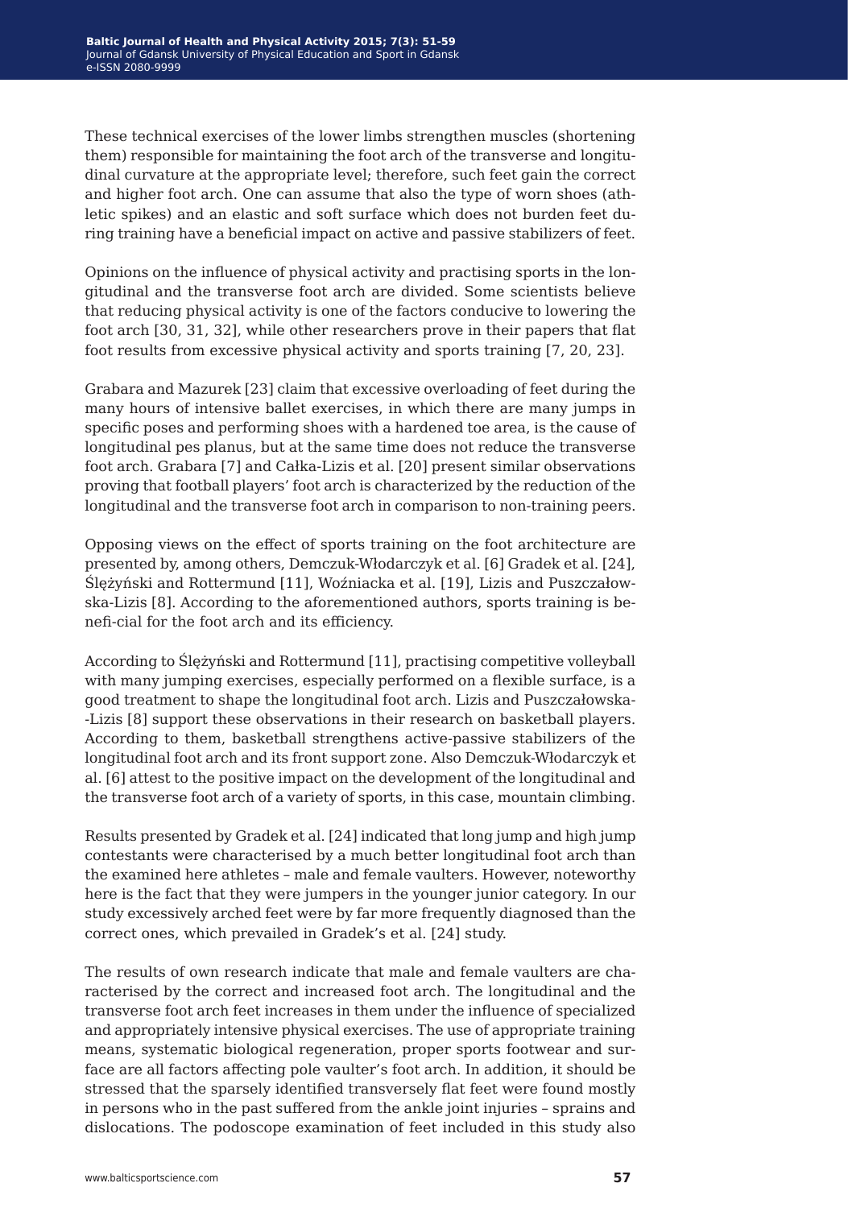These technical exercises of the lower limbs strengthen muscles (shortening them) responsible for maintaining the foot arch of the transverse and longitudinal curvature at the appropriate level; therefore, such feet gain the correct and higher foot arch. One can assume that also the type of worn shoes (athletic spikes) and an elastic and soft surface which does not burden feet during training have a beneficial impact on active and passive stabilizers of feet.

Opinions on the influence of physical activity and practising sports in the longitudinal and the transverse foot arch are divided. Some scientists believe that reducing physical activity is one of the factors conducive to lowering the foot arch [30, 31, 32], while other researchers prove in their papers that flat foot results from excessive physical activity and sports training [7, 20, 23].

Grabara and Mazurek [23] claim that excessive overloading of feet during the many hours of intensive ballet exercises, in which there are many jumps in specific poses and performing shoes with a hardened toe area, is the cause of longitudinal pes planus, but at the same time does not reduce the transverse foot arch. Grabara [7] and Całka-Lizis et al. [20] present similar observations proving that football players' foot arch is characterized by the reduction of the longitudinal and the transverse foot arch in comparison to non-training peers.

Opposing views on the effect of sports training on the foot architecture are presented by, among others, Demczuk-Włodarczyk et al. [6] Gradek et al. [24], Ślężyński and Rottermund [11], Woźniacka et al. [19], Lizis and Puszczałowska-Lizis [8]. According to the aforementioned authors, sports training is benefi-cial for the foot arch and its efficiency.

According to Ślężyński and Rottermund [11], practising competitive volleyball with many jumping exercises, especially performed on a flexible surface, is a good treatment to shape the longitudinal foot arch. Lizis and Puszczałowska--Lizis [8] support these observations in their research on basketball players. According to them, basketball strengthens active-passive stabilizers of the longitudinal foot arch and its front support zone. Also Demczuk-Włodarczyk et al. [6] attest to the positive impact on the development of the longitudinal and the transverse foot arch of a variety of sports, in this case, mountain climbing.

Results presented by Gradek et al. [24] indicated that long jump and high jump contestants were characterised by a much better longitudinal foot arch than the examined here athletes – male and female vaulters. However, noteworthy here is the fact that they were jumpers in the younger junior category. In our study excessively arched feet were by far more frequently diagnosed than the correct ones, which prevailed in Gradek's et al. [24] study.

The results of own research indicate that male and female vaulters are characterised by the correct and increased foot arch. The longitudinal and the transverse foot arch feet increases in them under the influence of specialized and appropriately intensive physical exercises. The use of appropriate training means, systematic biological regeneration, proper sports footwear and surface are all factors affecting pole vaulter's foot arch. In addition, it should be stressed that the sparsely identified transversely flat feet were found mostly in persons who in the past suffered from the ankle joint injuries – sprains and dislocations. The podoscope examination of feet included in this study also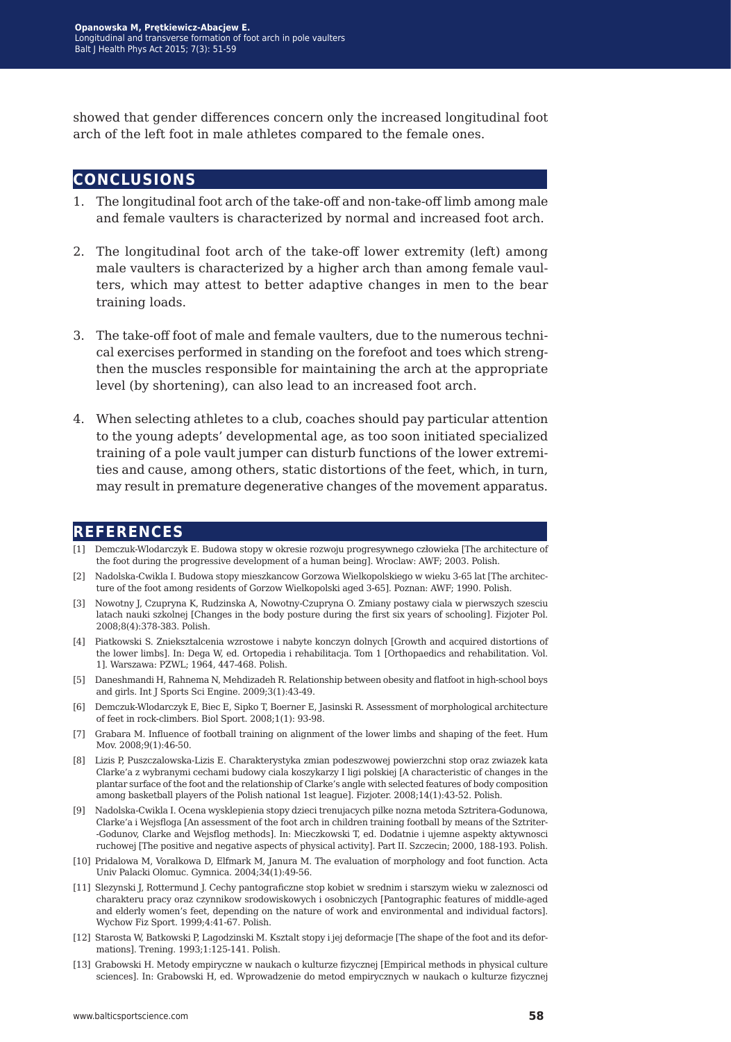showed that gender differences concern only the increased longitudinal foot arch of the left foot in male athletes compared to the female ones.

## CONCLUSIONS

1. The longitudinal foot arch of the take-off and non-take-off limb among male and female vaulters is characterized by normal and increased foot arch.

2. The longitudinal foot arch of the take-off lower extremity (left) among male vaulters is characterized by a higher arch than among female vaulters, which may attest to better adaptive changes in men to the bear training loads.

3. The take-off foot of male and female vaulters, due to the numerous technical exercises performed in standing on the forefoot and toes which strengthen the muscles responsible for maintaining the arch at the appropriate level (by shortening), can also lead to an increased foot arch.

4. When selecting athletes to a club, coaches should pay particular attention to the young adepts' developmental age, as too soon initiated specialized training of a pole vault jumper can disturb functions of the lower extremities and cause, among others, static distortions of the feet, which, in turn, may result in premature degenerative changes of the movement apparatus.

## REFERENCES

[1] Demczuk-Wlodarczyk E. Budowa stopy w okresie rozwoju progresywnego człowieka [The architecture of the foot during the progressive development of a human being]. Wroclaw: AWF; 2003. Polish.

[2] Nadolska-Cwikla I. Budowa stopy mieszkancow Gorzowa Wielkopolskiego w wieku 3-65 lat [The architecture of the foot among residents of Gorzow Wielkopolski aged 3-65]. Poznan: AWF; 1990. Polish.

[3] Nowotny J, Czupryna K, Rudzinska A, Nowotny-Czupryna O. Zmiany postawy ciala w pierwszych szesciu latach nauki szkolnej [Changes in the body posture during the first six years of schooling]. Fizjoter Pol. 2008;8(4):378-383. Polish.

[4] Piatkowski S. Znieksztalcenia wzrostowe i nabyte konczyn dolnych [Growth and acquired distortions of the lower limbs]. In: Dega W, ed. Ortopedia i rehabilitacja. Tom 1 [Orthopaedics and rehabilitation. Vol. 1]. Warszawa: PZWL; 1964, 447-468. Polish.

[5] Daneshmandi H, Rahnema N, Mehdizadeh R. Relationship between obesity and flatfoot in high-school boys and girls. Int J Sports Sci Engine. 2009;3(1):43-49.

[6] Demczuk-Wlodarczyk E, Biec E, Sipko T, Boerner E, Jasinski R. Assessment of morphological architecture of feet in rock-climbers. Biol Sport. 2008;1(1): 93-98.

[7] Grabara M. Influence of football training on alignment of the lower limbs and shaping of the feet. Hum Mov. 2008;9(1):46-50.

[8] Lizis P, Puszczalowska-Lizis E. Charakterystyka zmian podeszwowej powierzchni stop oraz zwiazek kata Clarke'a z wybranymi cechami budowy ciala koszykarzy I ligi polskiej [A characteristic of changes in the plantar surface of the foot and the relationship of Clarke's angle with selected features of body composition among basketball players of the Polish national 1st league]. Fizjoter. 2008;14(1):43-52. Polish.

[9] Nadolska-Cwikla I. Ocena wysklepienia stopy dzieci trenujacych pilke nozna metoda Sztritera-Godunowa, Clarke'a i Wejsfloga [An assessment of the foot arch in children training football by means of the Sztriter--Godunov, Clarke and Wejsflog methods]. In: Mieczkowski T, ed. Dodatnie i ujemne aspekty aktywnosci ruchowej [The positive and negative aspects of physical activity]. Part II. Szczecin; 2000, 188-193. Polish.

[10] Pridalowa M, Voralkowa D, Elfmark M, Janura M. The evaluation of morphology and foot function. Acta Univ Palacki Olomuc. Gymnica. 2004;34(1):49-56.

[11] Slezynski J, Rottermund J. Cechy pantograficzne stop kobiet w srednim i starszym wieku w zaleznosci od charakteru pracy oraz czynnikow srodowiskowych i osobniczych [Pantographic features of middle-aged and elderly women's feet, depending on the nature of work and environmental and individual factors]. Wychow Fiz Sport. 1999;4:41-67. Polish.

[12] Starosta W, Batkowski P, Lagodzinski M. Ksztalt stopy i jej deformacje [The shape of the foot and its deformations]. Trening. 1993;1:125-141. Polish.

[13] Grabowski H. Metody empiryczne w naukach o kulturze fizycznej [Empirical methods in physical culture sciences]. In: Grabowski H, ed. Wprowadzenie do metod empirycznych w naukach o kulturze fizycznej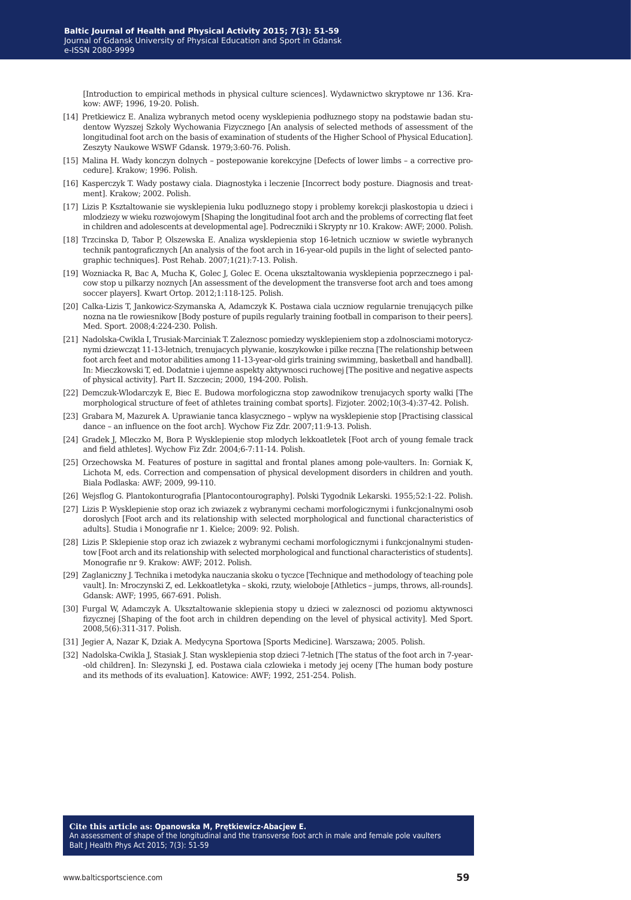[Introduction to empirical methods in physical culture sciences]. Wydawnictwo skryptowe nr 136. Krakow: AWF; 1996, 19-20. Polish.

[14] Pretkiewicz E. Analiza wybranych metod oceny wysklepienia podłuznego stopy na podstawie badan studentow Wyzszej Szkoly Wychowania Fizycznego [An analysis of selected methods of assessment of the longitudinal foot arch on the basis of examination of students of the Higher School of Physical Education]. Zeszyty Naukowe WSWF Gdansk. 1979;3:60-76. Polish.

[15] Malina H. Wady konczyn dolnych – postepowanie korekcyjne [Defects of lower limbs – a corrective procedure]. Krakow; 1996. Polish.

[16] Kasperczyk T. Wady postawy ciala. Diagnostyka i leczenie [Incorrect body posture. Diagnosis and treatment]. Krakow; 2002. Polish.

[17] Lizis P. Ksztaltowanie sie wysklepienia luku podluznego stopy i problemy korekcji plaskostopia u dzieci i mlodziezy w wieku rozwojowym [Shaping the longitudinal foot arch and the problems of correcting flat feet in children and adolescents at developmental age]. Podreczniki i Skrypty nr 10. Krakow: AWF; 2000. Polish.

[18] Trzcinska D, Tabor P, Olszewska E. Analiza wysklepienia stop 16-letnich uczniow w swietle wybranych technik pantograficznych [An analysis of the foot arch in 16-year-old pupils in the light of selected pantographic techniques]. Post Rehab. 2007;1(21):7-13. Polish.

[19] Wozniacka R, Bac A, Mucha K, Golec J, Golec E. Ocena uksztaltowania wysklepienia poprzecznego i palcow stop u pilkarzy noznych [An assessment of the development the transverse foot arch and toes among soccer players]. Kwart Ortop. 2012;1:118-125. Polish.

[20] Calka-Lizis T, Jankowicz-Szymanska A, Adamczyk K. Postawa ciala uczniow regularnie trenujących pilke nozna na tle rowiesnikow [Body posture of pupils regularly training football in comparison to their peers]. Med. Sport. 2008;4:224-230. Polish.

[21] Nadolska-Cwikla I, Trusiak-Marciniak T. Zaleznosc pomiedzy wysklepieniem stop a zdolnosciami motorycznymi dziewcząt 11-13-letnich, trenujacych plywanie, koszykowke i pilke reczna [The relationship between foot arch feet and motor abilities among 11-13-year-old girls training swimming, basketball and handball]. In: Mieczkowski T, ed. Dodatnie i ujemne aspekty aktywnosci ruchowej [The positive and negative aspects of physical activity]. Part II. Szczecin; 2000, 194-200. Polish.

[22] Demczuk-Wlodarczyk E, Biec E. Budowa morfologiczna stop zawodnikow trenujacych sporty walki [The morphological structure of feet of athletes training combat sports]. Fizjoter. 2002;10(3-4):37-42. Polish.

[23] Grabara M, Mazurek A. Uprawianie tanca klasycznego – wplyw na wysklepienie stop [Practising classical dance – an influence on the foot arch]. Wychow Fiz Zdr. 2007;11:9-13. Polish.

[24] Gradek J, Mleczko M, Bora P. Wysklepienie stop mlodych lekkoatletek [Foot arch of young female track and field athletes]. Wychow Fiz Zdr. 2004;6-7:11-14. Polish.

[25] Orzechowska M. Features of posture in sagittal and frontal planes among pole-vaulters. In: Gorniak K, Lichota M, eds. Correction and compensation of physical development disorders in children and youth. Biala Podlaska: AWF; 2009, 99-110.

[26] Wejsflog G. Plantokonturografia [Plantocontourography]. Polski Tygodnik Lekarski. 1955;52:1-22. Polish.

[27] Lizis P. Wysklepienie stop oraz ich zwiazek z wybranymi cechami morfologicznymi i funkcjonalnymi osob doroslych [Foot arch and its relationship with selected morphological and functional characteristics of adults]. Studia i Monografie nr 1. Kielce; 2009: 92. Polish.

[28] Lizis P. Sklepienie stop oraz ich zwiazek z wybranymi cechami morfologicznymi i funkcjonalnymi studentow [Foot arch and its relationship with selected morphological and functional characteristics of students]. Monografie nr 9. Krakow: AWF; 2012. Polish.

[29] Zaglaniczny J. Technika i metodyka nauczania skoku o tyczce [Technique and methodology of teaching pole vault]. In: Mroczynski Z, ed. Lekkoatletyka – skoki, rzuty, wieloboje [Athletics – jumps, throws, all-rounds]. Gdansk: AWF; 1995, 667-691. Polish.

[30] Furgal W, Adamczyk A. Uksztaltowanie sklepienia stopy u dzieci w zaleznosci od poziomu aktywnosci fizycznej [Shaping of the foot arch in children depending on the level of physical activity]. Med Sport. 2008,5(6):311-317. Polish.

[31] Jegier A, Nazar K, Dziak A. Medycyna Sportowa [Sports Medicine]. Warszawa; 2005. Polish.

[32] Nadolska-Cwikla J, Stasiak J. Stan wysklepienia stop dzieci 7-letnich [The status of the foot arch in 7-year--old children]. In: Slezynski J, ed. Postawa ciala czlowieka i metody jej oceny [The human body posture and its methods of its evaluation]. Katowice: AWF; 1992, 251-254. Polish.

**Cite this article as: Opanowska M, Prętkiewicz-Abacjew E.**
An assessment of shape of the longitudinal and the transverse foot arch in male and female pole vaulters
Balt J Health Phys Act 2015; 7(3): 51-59